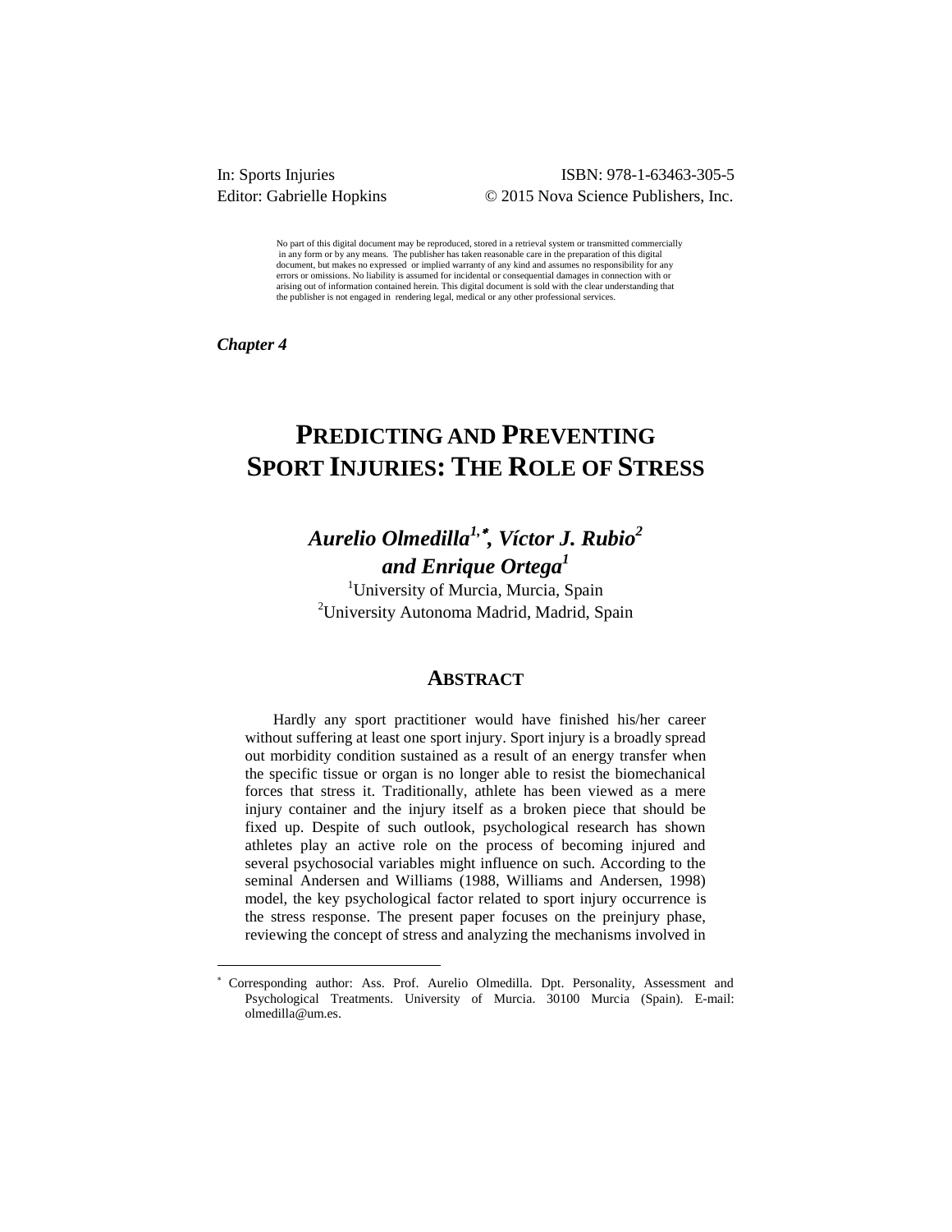In: Sports Injuries  
Editor: Gabrielle Hopkins

ISBN: 978-1-63463-305-5  
© 2015 Nova Science Publishers, Inc.

No part of this digital document may be reproduced, stored in a retrieval system or transmitted commercially in any form or by any means. The publisher has taken reasonable care in the preparation of this digital document, but makes no expressed or implied warranty of any kind and assumes no responsibility for any errors or omissions. No liability is assumed for incidental or consequential damages in connection with or arising out of information contained herein. This digital document is sold with the clear understanding that the publisher is not engaged in rendering legal, medical or any other professional services.

*Chapter 4*

# PREDICTING AND PREVENTING SPORT INJURIES: THE ROLE OF STRESS

***Aurelio Olmedilla[1,*], Víctor J. Rubio[2] and Enrique Ortega[1]***

[1]University of Murcia, Murcia, Spain  
[2]University Autonoma Madrid, Madrid, Spain

## ABSTRACT

Hardly any sport practitioner would have finished his/her career without suffering at least one sport injury. Sport injury is a broadly spread out morbidity condition sustained as a result of an energy transfer when the specific tissue or organ is no longer able to resist the biomechanical forces that stress it. Traditionally, athlete has been viewed as a mere injury container and the injury itself as a broken piece that should be fixed up. Despite of such outlook, psychological research has shown athletes play an active role on the process of becoming injured and several psychosocial variables might influence on such. According to the seminal Andersen and Williams (1988, Williams and Andersen, 1998) model, the key psychological factor related to sport injury occurrence is the stress response. The present paper focuses on the preinjury phase, reviewing the concept of stress and analyzing the mechanisms involved in

---

[*] Corresponding author: Ass. Prof. Aurelio Olmedilla. Dpt. Personality, Assessment and Psychological Treatments. University of Murcia. 30100 Murcia (Spain). E-mail: olmedilla@um.es.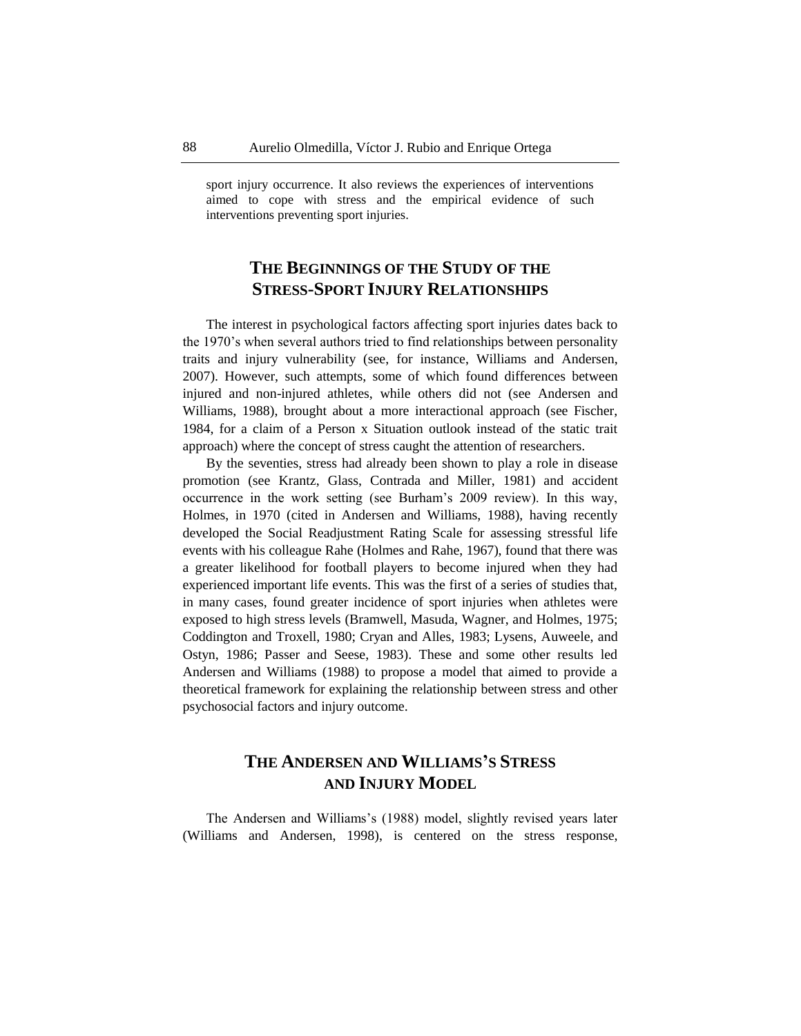sport injury occurrence. It also reviews the experiences of interventions aimed to cope with stress and the empirical evidence of such interventions preventing sport injuries.

## The Beginnings of the Study of the Stress-Sport Injury Relationships

The interest in psychological factors affecting sport injuries dates back to the 1970's when several authors tried to find relationships between personality traits and injury vulnerability (see, for instance, Williams and Andersen, 2007). However, such attempts, some of which found differences between injured and non-injured athletes, while others did not (see Andersen and Williams, 1988), brought about a more interactional approach (see Fischer, 1984, for a claim of a Person x Situation outlook instead of the static trait approach) where the concept of stress caught the attention of researchers.

By the seventies, stress had already been shown to play a role in disease promotion (see Krantz, Glass, Contrada and Miller, 1981) and accident occurrence in the work setting (see Burham's 2009 review). In this way, Holmes, in 1970 (cited in Andersen and Williams, 1988), having recently developed the Social Readjustment Rating Scale for assessing stressful life events with his colleague Rahe (Holmes and Rahe, 1967), found that there was a greater likelihood for football players to become injured when they had experienced important life events. This was the first of a series of studies that, in many cases, found greater incidence of sport injuries when athletes were exposed to high stress levels (Bramwell, Masuda, Wagner, and Holmes, 1975; Coddington and Troxell, 1980; Cryan and Alles, 1983; Lysens, Auweele, and Ostyn, 1986; Passer and Seese, 1983). These and some other results led Andersen and Williams (1988) to propose a model that aimed to provide a theoretical framework for explaining the relationship between stress and other psychosocial factors and injury outcome.

## The Andersen and Williams's Stress and Injury Model

The Andersen and Williams's (1988) model, slightly revised years later (Williams and Andersen, 1998), is centered on the stress response,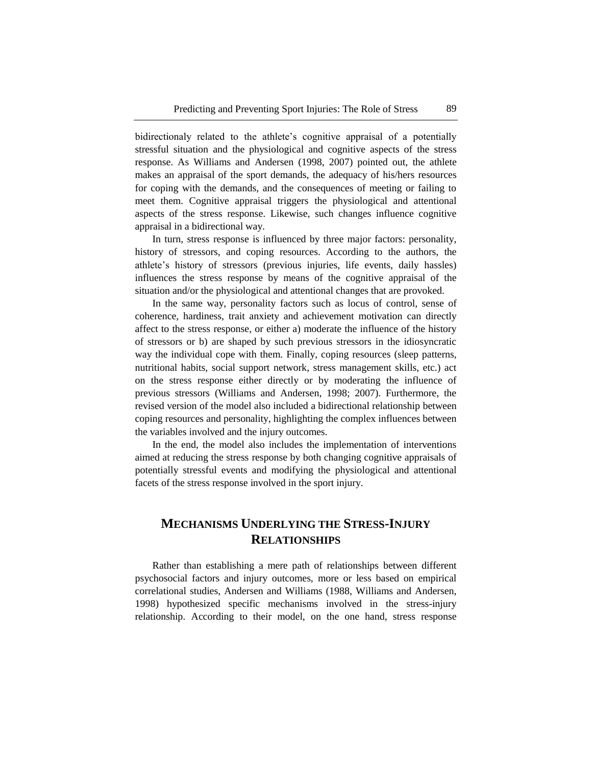bidirectionaly related to the athlete's cognitive appraisal of a potentially stressful situation and the physiological and cognitive aspects of the stress response. As Williams and Andersen (1998, 2007) pointed out, the athlete makes an appraisal of the sport demands, the adequacy of his/hers resources for coping with the demands, and the consequences of meeting or failing to meet them. Cognitive appraisal triggers the physiological and attentional aspects of the stress response. Likewise, such changes influence cognitive appraisal in a bidirectional way.

In turn, stress response is influenced by three major factors: personality, history of stressors, and coping resources. According to the authors, the athlete's history of stressors (previous injuries, life events, daily hassles) influences the stress response by means of the cognitive appraisal of the situation and/or the physiological and attentional changes that are provoked.

In the same way, personality factors such as locus of control, sense of coherence, hardiness, trait anxiety and achievement motivation can directly affect to the stress response, or either a) moderate the influence of the history of stressors or b) are shaped by such previous stressors in the idiosyncratic way the individual cope with them. Finally, coping resources (sleep patterns, nutritional habits, social support network, stress management skills, etc.) act on the stress response either directly or by moderating the influence of previous stressors (Williams and Andersen, 1998; 2007). Furthermore, the revised version of the model also included a bidirectional relationship between coping resources and personality, highlighting the complex influences between the variables involved and the injury outcomes.

In the end, the model also includes the implementation of interventions aimed at reducing the stress response by both changing cognitive appraisals of potentially stressful events and modifying the physiological and attentional facets of the stress response involved in the sport injury.

## MECHANISMS UNDERLYING THE STRESS-INJURY RELATIONSHIPS

Rather than establishing a mere path of relationships between different psychosocial factors and injury outcomes, more or less based on empirical correlational studies, Andersen and Williams (1988, Williams and Andersen, 1998) hypothesized specific mechanisms involved in the stress-injury relationship. According to their model, on the one hand, stress response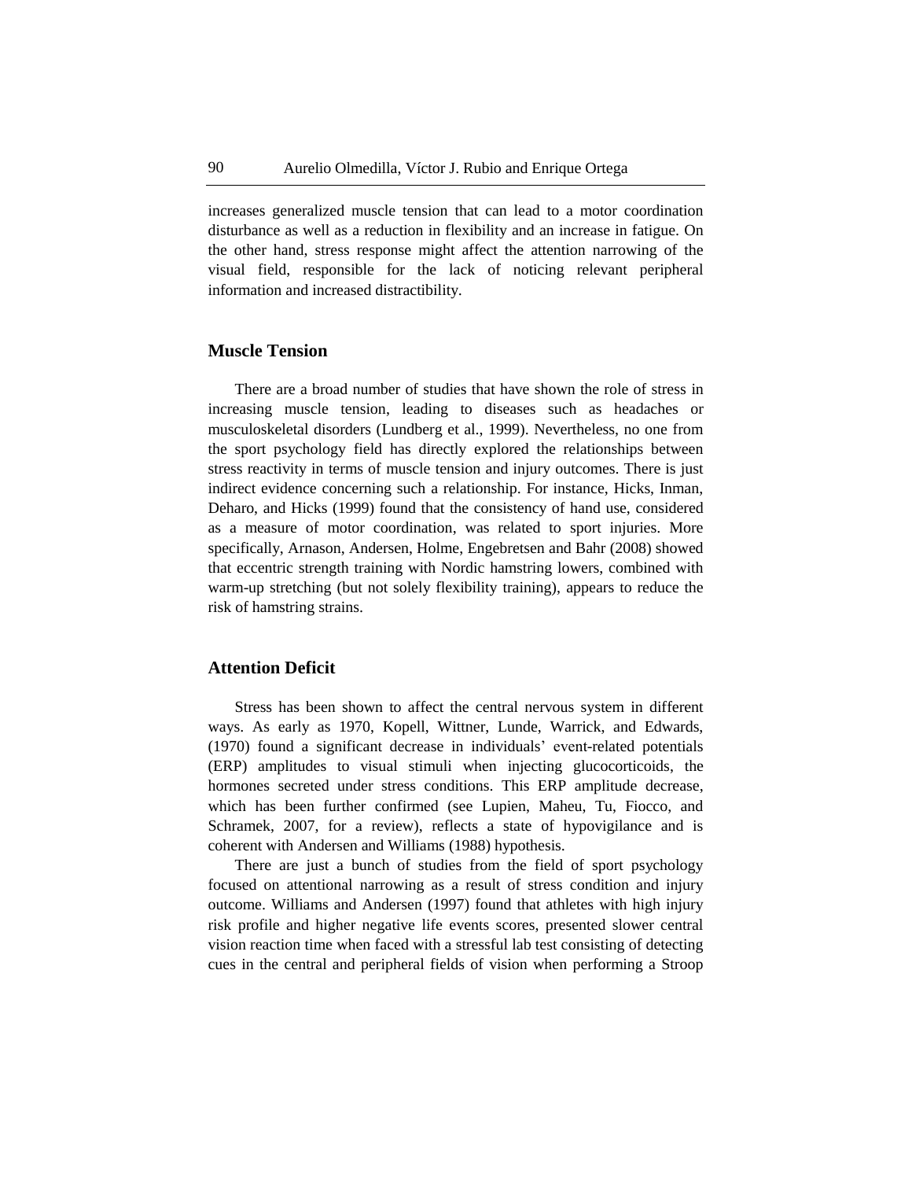increases generalized muscle tension that can lead to a motor coordination disturbance as well as a reduction in flexibility and an increase in fatigue. On the other hand, stress response might affect the attention narrowing of the visual field, responsible for the lack of noticing relevant peripheral information and increased distractibility.

## Muscle Tension

There are a broad number of studies that have shown the role of stress in increasing muscle tension, leading to diseases such as headaches or musculoskeletal disorders (Lundberg et al., 1999). Nevertheless, no one from the sport psychology field has directly explored the relationships between stress reactivity in terms of muscle tension and injury outcomes. There is just indirect evidence concerning such a relationship. For instance, Hicks, Inman, Deharo, and Hicks (1999) found that the consistency of hand use, considered as a measure of motor coordination, was related to sport injuries. More specifically, Arnason, Andersen, Holme, Engebretsen and Bahr (2008) showed that eccentric strength training with Nordic hamstring lowers, combined with warm-up stretching (but not solely flexibility training), appears to reduce the risk of hamstring strains.

## Attention Deficit

Stress has been shown to affect the central nervous system in different ways. As early as 1970, Kopell, Wittner, Lunde, Warrick, and Edwards, (1970) found a significant decrease in individuals' event-related potentials (ERP) amplitudes to visual stimuli when injecting glucocorticoids, the hormones secreted under stress conditions. This ERP amplitude decrease, which has been further confirmed (see Lupien, Maheu, Tu, Fiocco, and Schramek, 2007, for a review), reflects a state of hypovigilance and is coherent with Andersen and Williams (1988) hypothesis.

There are just a bunch of studies from the field of sport psychology focused on attentional narrowing as a result of stress condition and injury outcome. Williams and Andersen (1997) found that athletes with high injury risk profile and higher negative life events scores, presented slower central vision reaction time when faced with a stressful lab test consisting of detecting cues in the central and peripheral fields of vision when performing a Stroop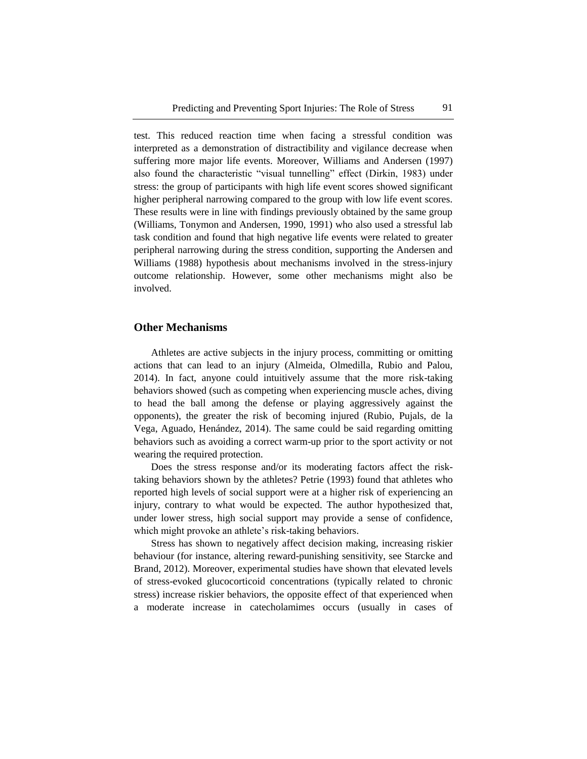test. This reduced reaction time when facing a stressful condition was interpreted as a demonstration of distractibility and vigilance decrease when suffering more major life events. Moreover, Williams and Andersen (1997) also found the characteristic "visual tunnelling" effect (Dirkin, 1983) under stress: the group of participants with high life event scores showed significant higher peripheral narrowing compared to the group with low life event scores. These results were in line with findings previously obtained by the same group (Williams, Tonymon and Andersen, 1990, 1991) who also used a stressful lab task condition and found that high negative life events were related to greater peripheral narrowing during the stress condition, supporting the Andersen and Williams (1988) hypothesis about mechanisms involved in the stress-injury outcome relationship. However, some other mechanisms might also be involved.

## Other Mechanisms

Athletes are active subjects in the injury process, committing or omitting actions that can lead to an injury (Almeida, Olmedilla, Rubio and Palou, 2014). In fact, anyone could intuitively assume that the more risk-taking behaviors showed (such as competing when experiencing muscle aches, diving to head the ball among the defense or playing aggressively against the opponents), the greater the risk of becoming injured (Rubio, Pujals, de la Vega, Aguado, Henández, 2014). The same could be said regarding omitting behaviors such as avoiding a correct warm-up prior to the sport activity or not wearing the required protection.

Does the stress response and/or its moderating factors affect the risk-taking behaviors shown by the athletes? Petrie (1993) found that athletes who reported high levels of social support were at a higher risk of experiencing an injury, contrary to what would be expected. The author hypothesized that, under lower stress, high social support may provide a sense of confidence, which might provoke an athlete's risk-taking behaviors.

Stress has shown to negatively affect decision making, increasing riskier behaviour (for instance, altering reward-punishing sensitivity, see Starcke and Brand, 2012). Moreover, experimental studies have shown that elevated levels of stress-evoked glucocorticoid concentrations (typically related to chronic stress) increase riskier behaviors, the opposite effect of that experienced when a moderate increase in catecholamimes occurs (usually in cases of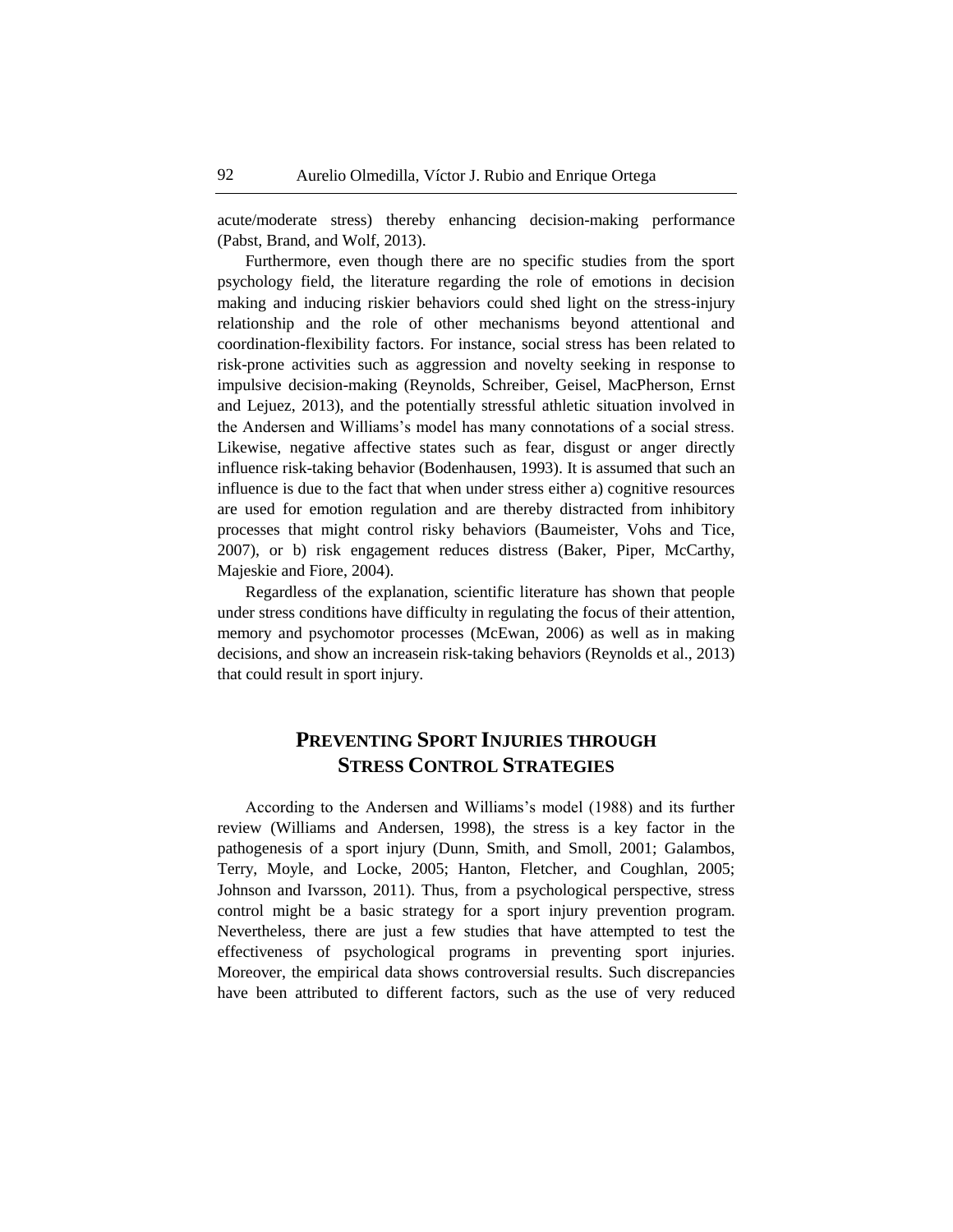acute/moderate stress) thereby enhancing decision-making performance (Pabst, Brand, and Wolf, 2013).

Furthermore, even though there are no specific studies from the sport psychology field, the literature regarding the role of emotions in decision making and inducing riskier behaviors could shed light on the stress-injury relationship and the role of other mechanisms beyond attentional and coordination-flexibility factors. For instance, social stress has been related to risk-prone activities such as aggression and novelty seeking in response to impulsive decision-making (Reynolds, Schreiber, Geisel, MacPherson, Ernst and Lejuez, 2013), and the potentially stressful athletic situation involved in the Andersen and Williams's model has many connotations of a social stress. Likewise, negative affective states such as fear, disgust or anger directly influence risk-taking behavior (Bodenhausen, 1993). It is assumed that such an influence is due to the fact that when under stress either a) cognitive resources are used for emotion regulation and are thereby distracted from inhibitory processes that might control risky behaviors (Baumeister, Vohs and Tice, 2007), or b) risk engagement reduces distress (Baker, Piper, McCarthy, Majeskie and Fiore, 2004).

Regardless of the explanation, scientific literature has shown that people under stress conditions have difficulty in regulating the focus of their attention, memory and psychomotor processes (McEwan, 2006) as well as in making decisions, and show an increasein risk-taking behaviors (Reynolds et al., 2013) that could result in sport injury.

## PREVENTING SPORT INJURIES THROUGH STRESS CONTROL STRATEGIES

According to the Andersen and Williams's model (1988) and its further review (Williams and Andersen, 1998), the stress is a key factor in the pathogenesis of a sport injury (Dunn, Smith, and Smoll, 2001; Galambos, Terry, Moyle, and Locke, 2005; Hanton, Fletcher, and Coughlan, 2005; Johnson and Ivarsson, 2011). Thus, from a psychological perspective, stress control might be a basic strategy for a sport injury prevention program. Nevertheless, there are just a few studies that have attempted to test the effectiveness of psychological programs in preventing sport injuries. Moreover, the empirical data shows controversial results. Such discrepancies have been attributed to different factors, such as the use of very reduced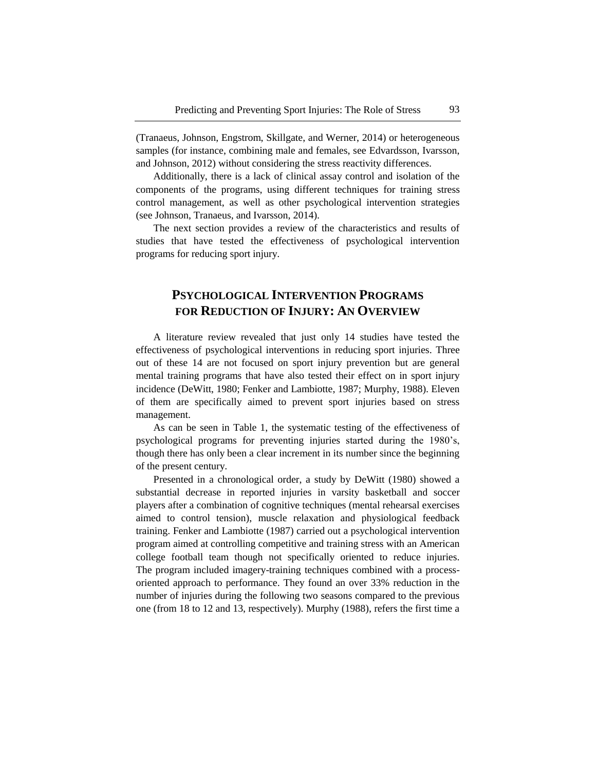(Tranaeus, Johnson, Engstrom, Skillgate, and Werner, 2014) or heterogeneous samples (for instance, combining male and females, see Edvardsson, Ivarsson, and Johnson, 2012) without considering the stress reactivity differences.

Additionally, there is a lack of clinical assay control and isolation of the components of the programs, using different techniques for training stress control management, as well as other psychological intervention strategies (see Johnson, Tranaeus, and Ivarsson, 2014).

The next section provides a review of the characteristics and results of studies that have tested the effectiveness of psychological intervention programs for reducing sport injury.

## PSYCHOLOGICAL INTERVENTION PROGRAMS FOR REDUCTION OF INJURY: AN OVERVIEW

A literature review revealed that just only 14 studies have tested the effectiveness of psychological interventions in reducing sport injuries. Three out of these 14 are not focused on sport injury prevention but are general mental training programs that have also tested their effect on in sport injury incidence (DeWitt, 1980; Fenker and Lambiotte, 1987; Murphy, 1988). Eleven of them are specifically aimed to prevent sport injuries based on stress management.

As can be seen in Table 1, the systematic testing of the effectiveness of psychological programs for preventing injuries started during the 1980's, though there has only been a clear increment in its number since the beginning of the present century.

Presented in a chronological order, a study by DeWitt (1980) showed a substantial decrease in reported injuries in varsity basketball and soccer players after a combination of cognitive techniques (mental rehearsal exercises aimed to control tension), muscle relaxation and physiological feedback training. Fenker and Lambiotte (1987) carried out a psychological intervention program aimed at controlling competitive and training stress with an American college football team though not specifically oriented to reduce injuries. The program included imagery-training techniques combined with a process-oriented approach to performance. They found an over 33% reduction in the number of injuries during the following two seasons compared to the previous one (from 18 to 12 and 13, respectively). Murphy (1988), refers the first time a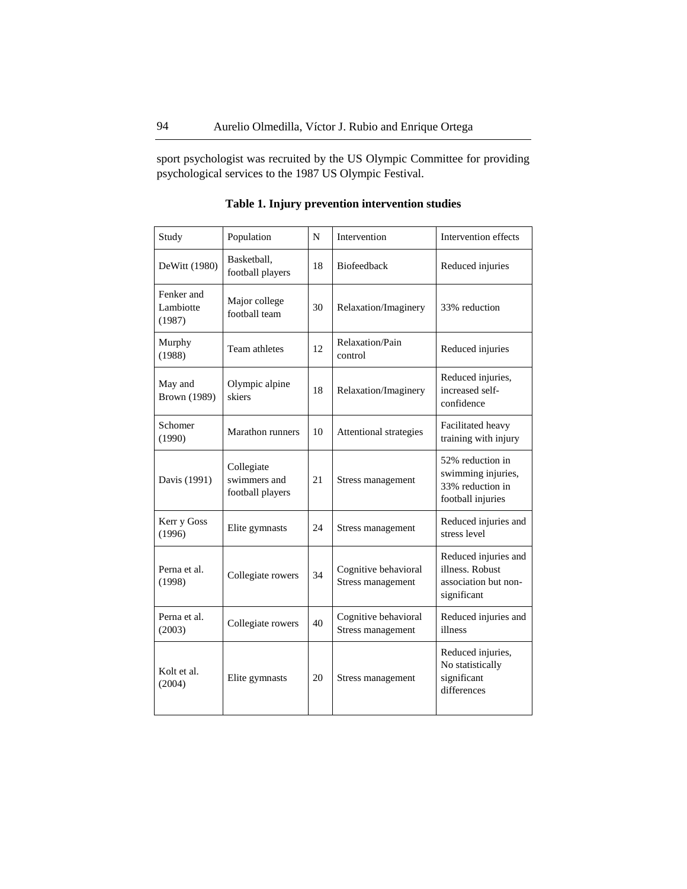sport psychologist was recruited by the US Olympic Committee for providing psychological services to the 1987 US Olympic Festival.

**Table 1. Injury prevention intervention studies**

| Study | Population | N | Intervention | Intervention effects |
|---|---|---|---|---|
| DeWitt (1980) | Basketball, football players | 18 | Biofeedback | Reduced injuries |
| Fenker and Lambiotte (1987) | Major college football team | 30 | Relaxation/Imaginery | 33% reduction |
| Murphy (1988) | Team athletes | 12 | Relaxation/Pain control | Reduced injuries |
| May and Brown (1989) | Olympic alpine skiers | 18 | Relaxation/Imaginery | Reduced injuries, increased self-confidence |
| Schomer (1990) | Marathon runners | 10 | Attentional strategies | Facilitated heavy training with injury |
| Davis (1991) | Collegiate swimmers and football players | 21 | Stress management | 52% reduction in swimming injuries, 33% reduction in football injuries |
| Kerr y Goss (1996) | Elite gymnasts | 24 | Stress management | Reduced injuries and stress level |
| Perna et al. (1998) | Collegiate rowers | 34 | Cognitive behavioral Stress management | Reduced injuries and illness. Robust association but non-significant |
| Perna et al. (2003) | Collegiate rowers | 40 | Cognitive behavioral Stress management | Reduced injuries and illness |
| Kolt et al. (2004) | Elite gymnasts | 20 | Stress management | Reduced injuries, No statistically significant differences |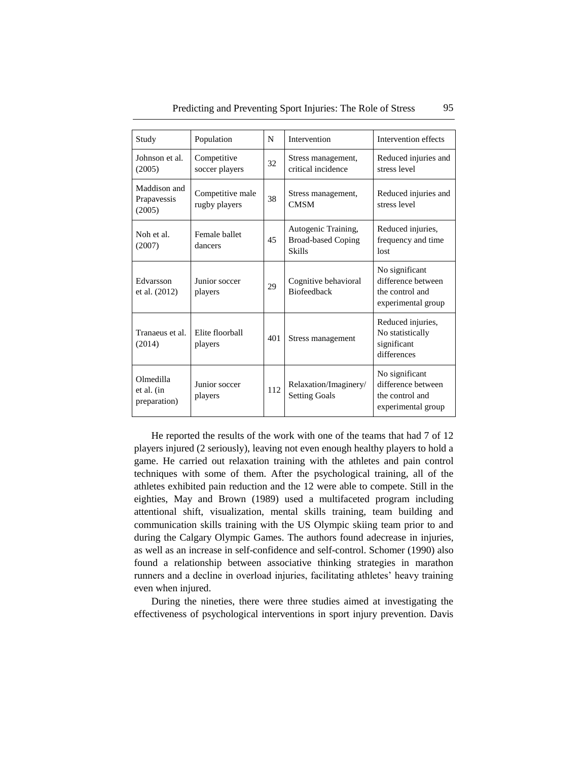| Study | Population | N | Intervention | Intervention effects |
|---|---|---|---|---|
| Johnson et al. (2005) | Competitive soccer players | 32 | Stress management, critical incidence | Reduced injuries and stress level |
| Maddison and Prapavessis (2005) | Competitive male rugby players | 38 | Stress management, CMSM | Reduced injuries and stress level |
| Noh et al. (2007) | Female ballet dancers | 45 | Autogenic Training, Broad-based Coping Skills | Reduced injuries, frequency and time lost |
| Edvarsson et al. (2012) | Junior soccer players | 29 | Cognitive behavioral Biofeedback | No significant difference between the control and experimental group |
| Tranaeus et al. (2014) | Elite floorball players | 401 | Stress management | Reduced injuries, No statistically significant differences |
| Olmedilla et al. (in preparation) | Junior soccer players | 112 | Relaxation/Imaginery/ Setting Goals | No significant difference between the control and experimental group |

He reported the results of the work with one of the teams that had 7 of 12 players injured (2 seriously), leaving not even enough healthy players to hold a game. He carried out relaxation training with the athletes and pain control techniques with some of them. After the psychological training, all of the athletes exhibited pain reduction and the 12 were able to compete. Still in the eighties, May and Brown (1989) used a multifaceted program including attentional shift, visualization, mental skills training, team building and communication skills training with the US Olympic skiing team prior to and during the Calgary Olympic Games. The authors found adecrease in injuries, as well as an increase in self-confidence and self-control. Schomer (1990) also found a relationship between associative thinking strategies in marathon runners and a decline in overload injuries, facilitating athletes' heavy training even when injured.

During the nineties, there were three studies aimed at investigating the effectiveness of psychological interventions in sport injury prevention. Davis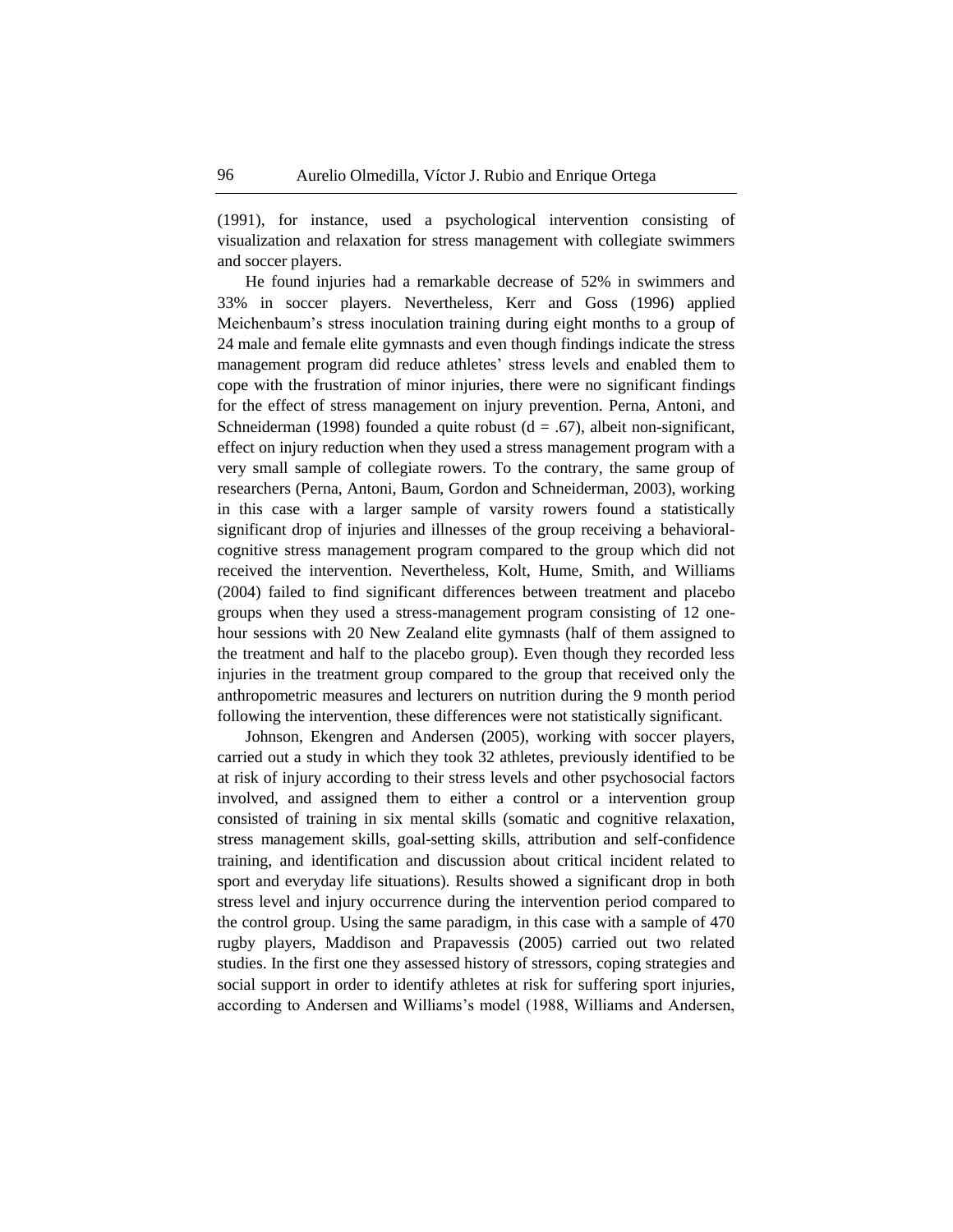(1991), for instance, used a psychological intervention consisting of visualization and relaxation for stress management with collegiate swimmers and soccer players.

He found injuries had a remarkable decrease of 52% in swimmers and 33% in soccer players. Nevertheless, Kerr and Goss (1996) applied Meichenbaum's stress inoculation training during eight months to a group of 24 male and female elite gymnasts and even though findings indicate the stress management program did reduce athletes' stress levels and enabled them to cope with the frustration of minor injuries, there were no significant findings for the effect of stress management on injury prevention. Perna, Antoni, and Schneiderman (1998) founded a quite robust ($d = .67$), albeit non-significant, effect on injury reduction when they used a stress management program with a very small sample of collegiate rowers. To the contrary, the same group of researchers (Perna, Antoni, Baum, Gordon and Schneiderman, 2003), working in this case with a larger sample of varsity rowers found a statistically significant drop of injuries and illnesses of the group receiving a behavioral-cognitive stress management program compared to the group which did not received the intervention. Nevertheless, Kolt, Hume, Smith, and Williams (2004) failed to find significant differences between treatment and placebo groups when they used a stress-management program consisting of 12 one-hour sessions with 20 New Zealand elite gymnasts (half of them assigned to the treatment and half to the placebo group). Even though they recorded less injuries in the treatment group compared to the group that received only the anthropometric measures and lecturers on nutrition during the 9 month period following the intervention, these differences were not statistically significant.

Johnson, Ekengren and Andersen (2005), working with soccer players, carried out a study in which they took 32 athletes, previously identified to be at risk of injury according to their stress levels and other psychosocial factors involved, and assigned them to either a control or a intervention group consisted of training in six mental skills (somatic and cognitive relaxation, stress management skills, goal-setting skills, attribution and self-confidence training, and identification and discussion about critical incident related to sport and everyday life situations). Results showed a significant drop in both stress level and injury occurrence during the intervention period compared to the control group. Using the same paradigm, in this case with a sample of 470 rugby players, Maddison and Prapavessis (2005) carried out two related studies. In the first one they assessed history of stressors, coping strategies and social support in order to identify athletes at risk for suffering sport injuries, according to Andersen and Williams's model (1988, Williams and Andersen,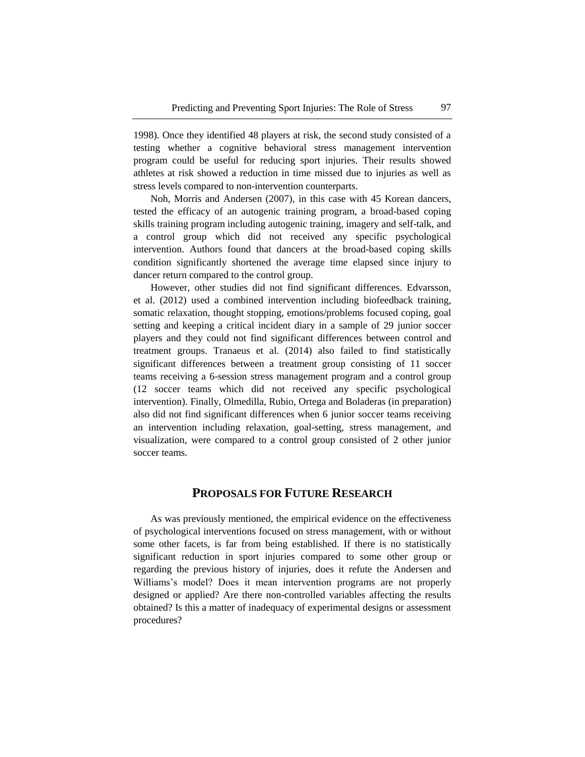1998). Once they identified 48 players at risk, the second study consisted of a testing whether a cognitive behavioral stress management intervention program could be useful for reducing sport injuries. Their results showed athletes at risk showed a reduction in time missed due to injuries as well as stress levels compared to non-intervention counterparts.

Noh, Morris and Andersen (2007), in this case with 45 Korean dancers, tested the efficacy of an autogenic training program, a broad-based coping skills training program including autogenic training, imagery and self-talk, and a control group which did not received any specific psychological intervention. Authors found that dancers at the broad-based coping skills condition significantly shortened the average time elapsed since injury to dancer return compared to the control group.

However, other studies did not find significant differences. Edvarsson, et al. (2012) used a combined intervention including biofeedback training, somatic relaxation, thought stopping, emotions/problems focused coping, goal setting and keeping a critical incident diary in a sample of 29 junior soccer players and they could not find significant differences between control and treatment groups. Tranaeus et al. (2014) also failed to find statistically significant differences between a treatment group consisting of 11 soccer teams receiving a 6-session stress management program and a control group (12 soccer teams which did not received any specific psychological intervention). Finally, Olmedilla, Rubio, Ortega and Boladeras (in preparation) also did not find significant differences when 6 junior soccer teams receiving an intervention including relaxation, goal-setting, stress management, and visualization, were compared to a control group consisted of 2 other junior soccer teams.

## PROPOSALS FOR FUTURE RESEARCH

As was previously mentioned, the empirical evidence on the effectiveness of psychological interventions focused on stress management, with or without some other facets, is far from being established. If there is no statistically significant reduction in sport injuries compared to some other group or regarding the previous history of injuries, does it refute the Andersen and Williams's model? Does it mean intervention programs are not properly designed or applied? Are there non-controlled variables affecting the results obtained? Is this a matter of inadequacy of experimental designs or assessment procedures?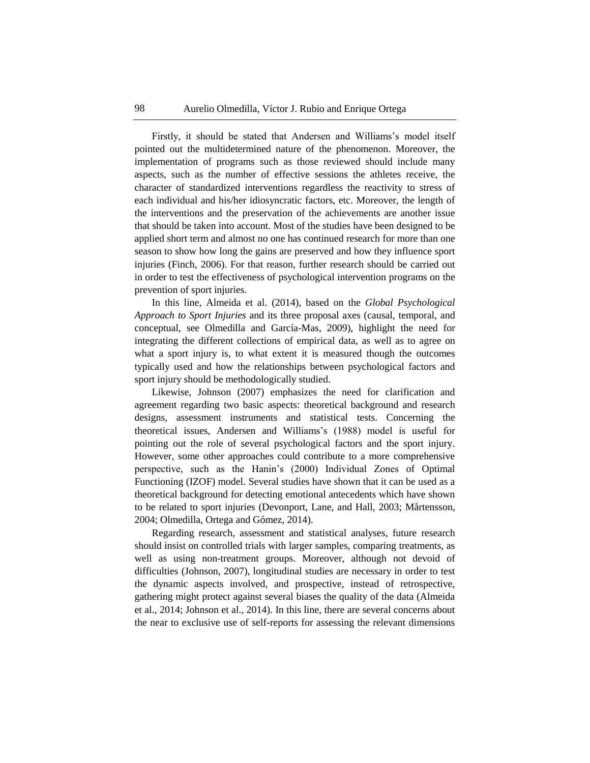Firstly, it should be stated that Andersen and Williams's model itself pointed out the multidetermined nature of the phenomenon. Moreover, the implementation of programs such as those reviewed should include many aspects, such as the number of effective sessions the athletes receive, the character of standardized interventions regardless the reactivity to stress of each individual and his/her idiosyncratic factors, etc. Moreover, the length of the interventions and the preservation of the achievements are another issue that should be taken into account. Most of the studies have been designed to be applied short term and almost no one has continued research for more than one season to show how long the gains are preserved and how they influence sport injuries (Finch, 2006). For that reason, further research should be carried out in order to test the effectiveness of psychological intervention programs on the prevention of sport injuries.

In this line, Almeida et al. (2014), based on the *Global Psychological Approach to Sport Injuries* and its three proposal axes (causal, temporal, and conceptual, see Olmedilla and García-Mas, 2009), highlight the need for integrating the different collections of empirical data, as well as to agree on what a sport injury is, to what extent it is measured though the outcomes typically used and how the relationships between psychological factors and sport injury should be methodologically studied.

Likewise, Johnson (2007) emphasizes the need for clarification and agreement regarding two basic aspects: theoretical background and research designs, assessment instruments and statistical tests. Concerning the theoretical issues, Andersen and Williams's (1988) model is useful for pointing out the role of several psychological factors and the sport injury. However, some other approaches could contribute to a more comprehensive perspective, such as the Hanin's (2000) Individual Zones of Optimal Functioning (IZOF) model. Several studies have shown that it can be used as a theoretical background for detecting emotional antecedents which have shown to be related to sport injuries (Devonport, Lane, and Hall, 2003; Mårtensson, 2004; Olmedilla, Ortega and Gómez, 2014).

Regarding research, assessment and statistical analyses, future research should insist on controlled trials with larger samples, comparing treatments, as well as using non-treatment groups. Moreover, although not devoid of difficulties (Johnson, 2007), longitudinal studies are necessary in order to test the dynamic aspects involved, and prospective, instead of retrospective, gathering might protect against several biases the quality of the data (Almeida et al., 2014; Johnson et al., 2014). In this line, there are several concerns about the near to exclusive use of self-reports for assessing the relevant dimensions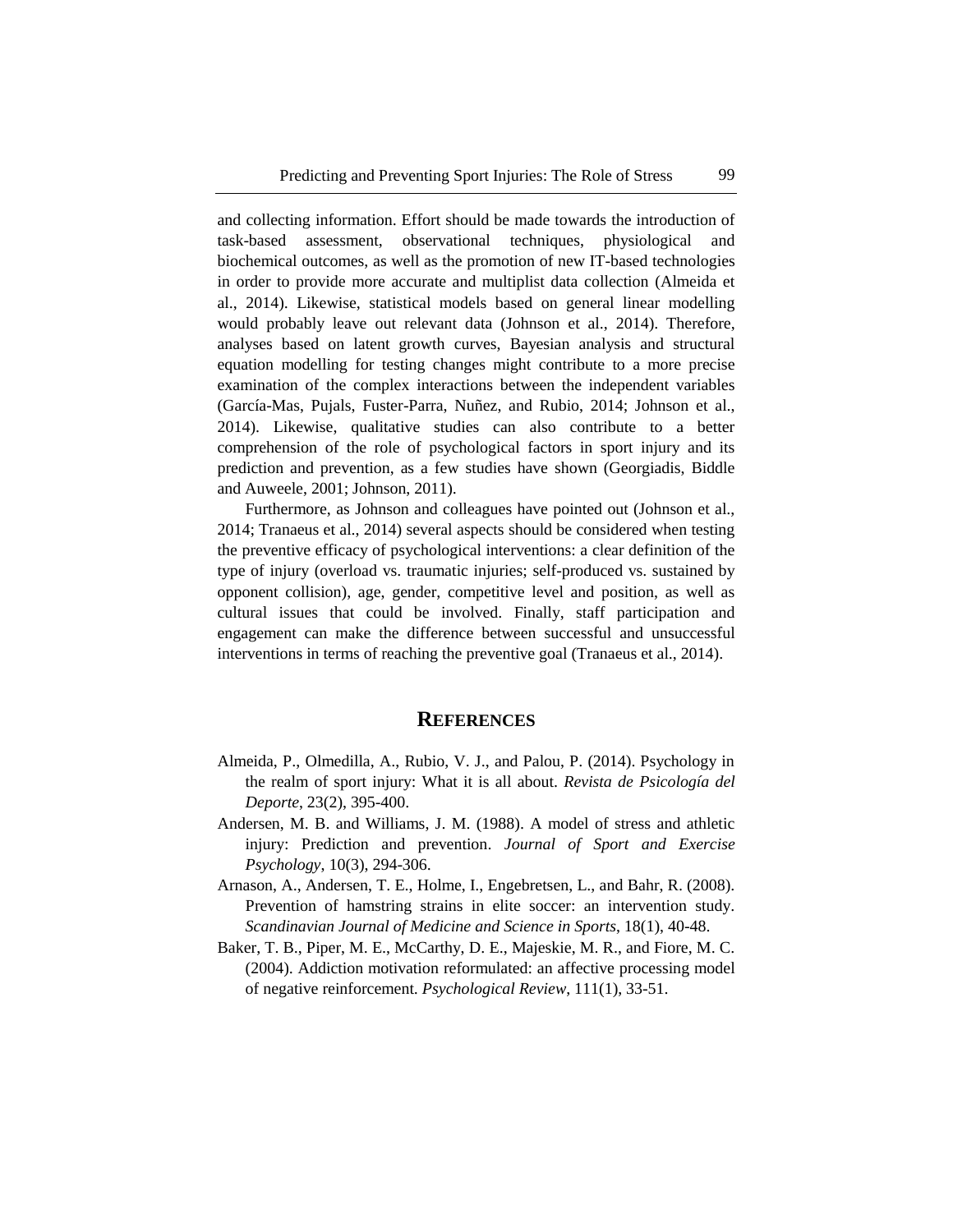and collecting information. Effort should be made towards the introduction of task-based assessment, observational techniques, physiological and biochemical outcomes, as well as the promotion of new IT-based technologies in order to provide more accurate and multiplist data collection (Almeida et al., 2014). Likewise, statistical models based on general linear modelling would probably leave out relevant data (Johnson et al., 2014). Therefore, analyses based on latent growth curves, Bayesian analysis and structural equation modelling for testing changes might contribute to a more precise examination of the complex interactions between the independent variables (García-Mas, Pujals, Fuster-Parra, Nuñez, and Rubio, 2014; Johnson et al., 2014). Likewise, qualitative studies can also contribute to a better comprehension of the role of psychological factors in sport injury and its prediction and prevention, as a few studies have shown (Georgiadis, Biddle and Auweele, 2001; Johnson, 2011).

Furthermore, as Johnson and colleagues have pointed out (Johnson et al., 2014; Tranaeus et al., 2014) several aspects should be considered when testing the preventive efficacy of psychological interventions: a clear definition of the type of injury (overload vs. traumatic injuries; self-produced vs. sustained by opponent collision), age, gender, competitive level and position, as well as cultural issues that could be involved. Finally, staff participation and engagement can make the difference between successful and unsuccessful interventions in terms of reaching the preventive goal (Tranaeus et al., 2014).

## REFERENCES

Almeida, P., Olmedilla, A., Rubio, V. J., and Palou, P. (2014). Psychology in the realm of sport injury: What it is all about. *Revista de Psicología del Deporte*, 23(2), 395-400.

Andersen, M. B. and Williams, J. M. (1988). A model of stress and athletic injury: Prediction and prevention. *Journal of Sport and Exercise Psychology*, 10(3), 294-306.

Arnason, A., Andersen, T. E., Holme, I., Engebretsen, L., and Bahr, R. (2008). Prevention of hamstring strains in elite soccer: an intervention study. *Scandinavian Journal of Medicine and Science in Sports*, 18(1), 40-48.

Baker, T. B., Piper, M. E., McCarthy, D. E., Majeskie, M. R., and Fiore, M. C. (2004). Addiction motivation reformulated: an affective processing model of negative reinforcement. *Psychological Review*, 111(1), 33-51.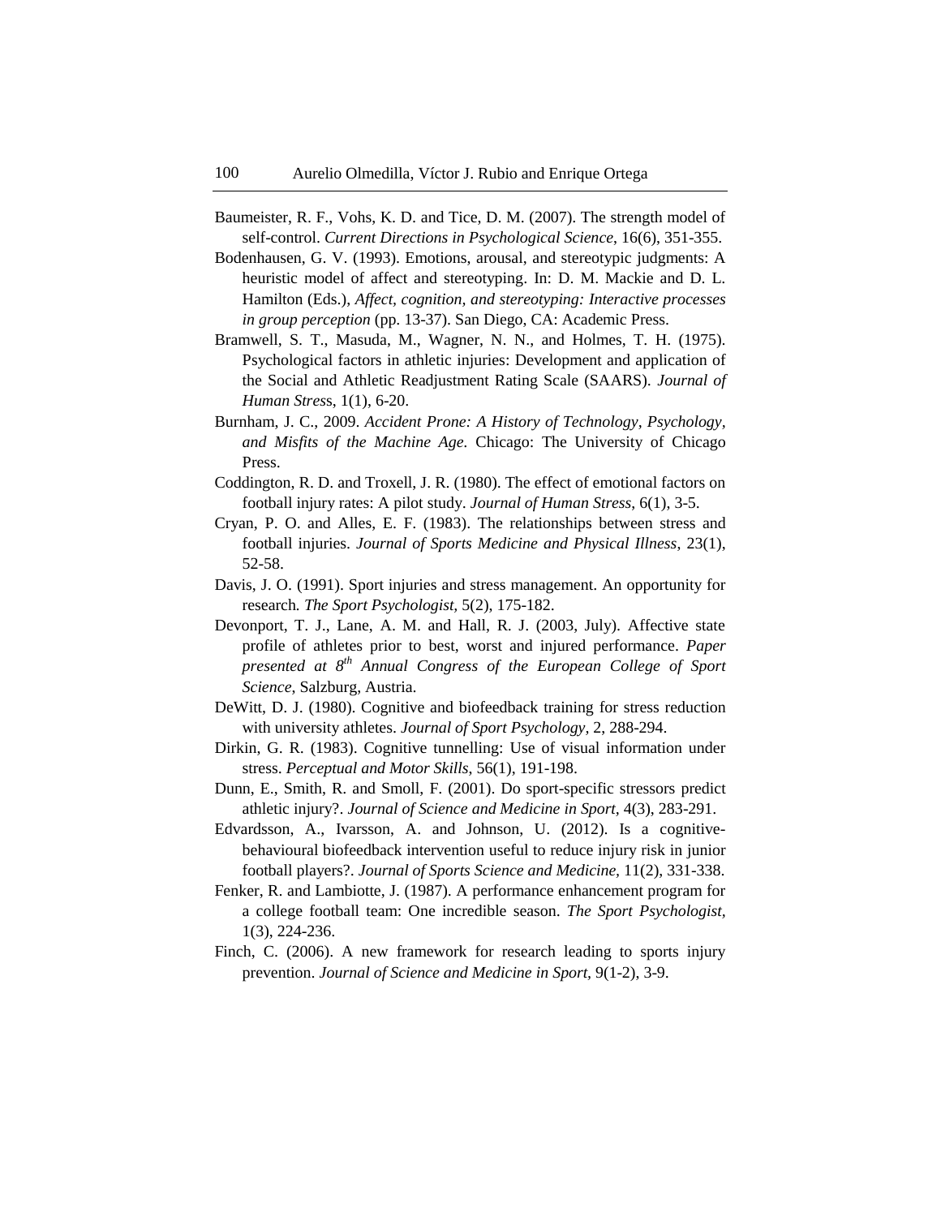Baumeister, R. F., Vohs, K. D. and Tice, D. M. (2007). The strength model of self-control. *Current Directions in Psychological Science*, 16(6), 351-355.

Bodenhausen, G. V. (1993). Emotions, arousal, and stereotypic judgments: A heuristic model of affect and stereotyping. In: D. M. Mackie and D. L. Hamilton (Eds.), *Affect, cognition, and stereotyping: Interactive processes in group perception* (pp. 13-37). San Diego, CA: Academic Press.

Bramwell, S. T., Masuda, M., Wagner, N. N., and Holmes, T. H. (1975). Psychological factors in athletic injuries: Development and application of the Social and Athletic Readjustment Rating Scale (SAARS). *Journal of Human Stres*s, 1(1), 6-20.

Burnham, J. C., 2009. *Accident Prone: A History of Technology, Psychology, and Misfits of the Machine Age*. Chicago: The University of Chicago Press.

Coddington, R. D. and Troxell, J. R. (1980). The effect of emotional factors on football injury rates: A pilot study. *Journal of Human Stress*, 6(1), 3-5.

Cryan, P. O. and Alles, E. F. (1983). The relationships between stress and football injuries. *Journal of Sports Medicine and Physical Illness*, 23(1), 52-58.

Davis, J. O. (1991). Sport injuries and stress management. An opportunity for research*. The Sport Psychologist*, 5(2), 175-182.

Devonport, T. J., Lane, A. M. and Hall, R. J. (2003, July). Affective state profile of athletes prior to best, worst and injured performance. *Paper presented at 8th Annual Congress of the European College of Sport Science*, Salzburg, Austria.

DeWitt, D. J. (1980). Cognitive and biofeedback training for stress reduction with university athletes. *Journal of Sport Psychology,* 2, 288-294.

Dirkin, G. R. (1983). Cognitive tunnelling: Use of visual information under stress. *Perceptual and Motor Skills*, 56(1), 191-198.

Dunn, E., Smith, R. and Smoll, F. (2001). Do sport-specific stressors predict athletic injury?. *Journal of Science and Medicine in Sport,* 4(3), 283-291.

Edvardsson, A., Ivarsson, A. and Johnson, U. (2012). Is a cognitive-behavioural biofeedback intervention useful to reduce injury risk in junior football players?. *Journal of Sports Science and Medicine*, 11(2), 331-338.

Fenker, R. and Lambiotte, J. (1987). A performance enhancement program for a college football team: One incredible season. *The Sport Psychologist*, 1(3), 224-236.

Finch, C. (2006). A new framework for research leading to sports injury prevention. *Journal of Science and Medicine in Sport*, 9(1-2), 3-9.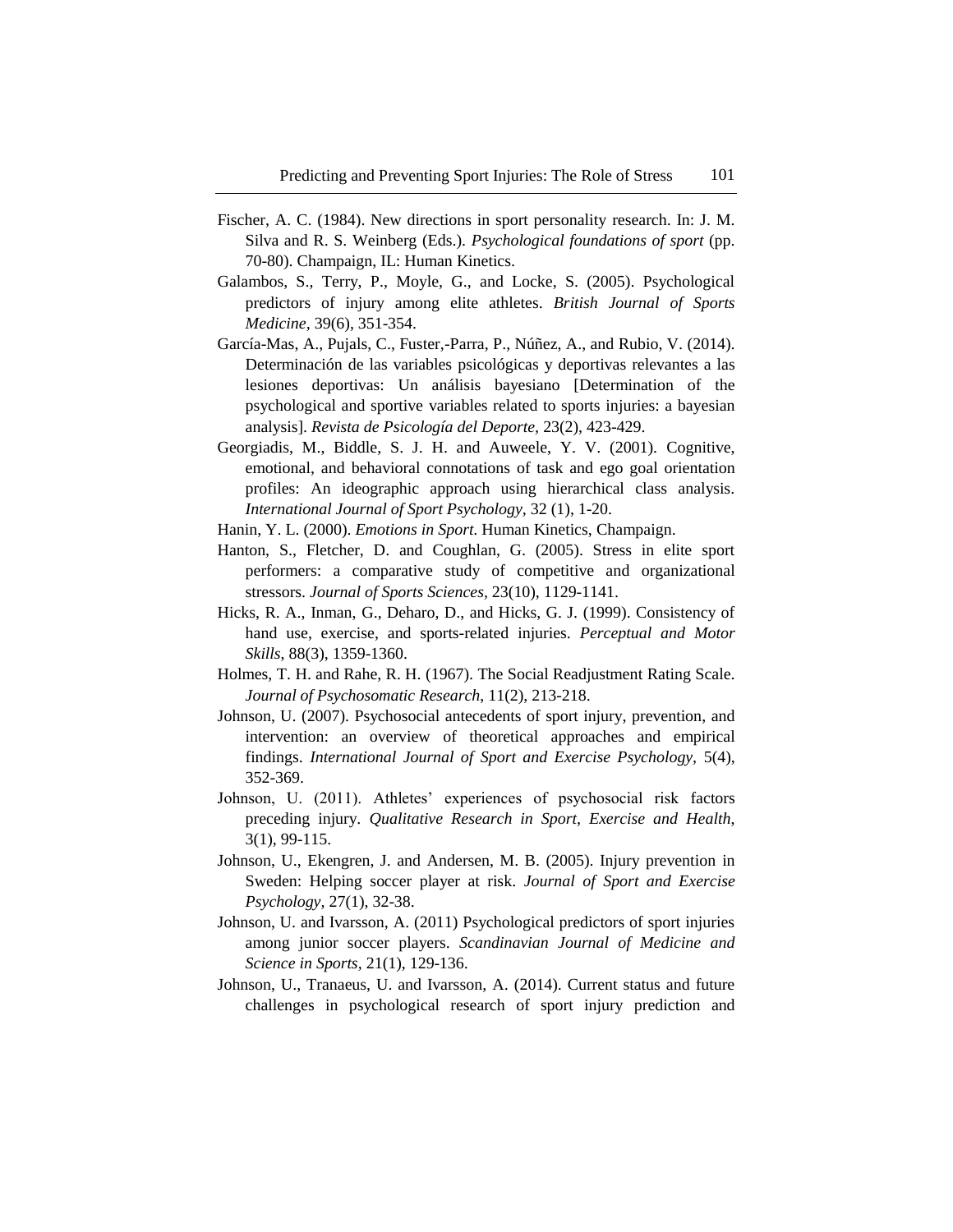Fischer, A. C. (1984). New directions in sport personality research. In: J. M. Silva and R. S. Weinberg (Eds.). *Psychological foundations of sport* (pp. 70-80). Champaign, IL: Human Kinetics.

Galambos, S., Terry, P., Moyle, G., and Locke, S. (2005). Psychological predictors of injury among elite athletes. *British Journal of Sports Medicine,* 39(6), 351-354.

García-Mas, A., Pujals, C., Fuster,-Parra, P., Núñez, A., and Rubio, V. (2014). Determinación de las variables psicológicas y deportivas relevantes a las lesiones deportivas: Un análisis bayesiano [Determination of the psychological and sportive variables related to sports injuries: a bayesian analysis]. *Revista de Psicología del Deporte,* 23(2), 423-429.

Georgiadis, M., Biddle, S. J. H. and Auweele, Y. V. (2001). Cognitive, emotional, and behavioral connotations of task and ego goal orientation profiles: An ideographic approach using hierarchical class analysis. *International Journal of Sport Psychology*, 32 (1), 1-20.

Hanin, Y. L. (2000). *Emotions in Sport.* Human Kinetics, Champaign.

Hanton, S., Fletcher, D. and Coughlan, G. (2005). Stress in elite sport performers: a comparative study of competitive and organizational stressors. *Journal of Sports Sciences,* 23(10), 1129-1141.

Hicks, R. A., Inman, G., Deharo, D., and Hicks, G. J. (1999). Consistency of hand use, exercise, and sports-related injuries. *Perceptual and Motor Skills*, 88(3), 1359-1360.

Holmes, T. H. and Rahe, R. H. (1967). The Social Readjustment Rating Scale. *Journal of Psychosomatic Research*, 11(2), 213-218.

Johnson, U. (2007). Psychosocial antecedents of sport injury, prevention, and intervention: an overview of theoretical approaches and empirical findings. *International Journal of Sport and Exercise Psychology,* 5(4), 352-369.

Johnson, U. (2011). Athletes' experiences of psychosocial risk factors preceding injury. *Qualitative Research in Sport, Exercise and Health*, 3(1), 99-115.

Johnson, U., Ekengren, J. and Andersen, M. B. (2005). Injury prevention in Sweden: Helping soccer player at risk. *Journal of Sport and Exercise Psychology,* 27(1), 32-38.

Johnson, U. and Ivarsson, A. (2011) Psychological predictors of sport injuries among junior soccer players. *Scandinavian Journal of Medicine and Science in Sports,* 21(1), 129-136.

Johnson, U., Tranaeus, U. and Ivarsson, A. (2014). Current status and future challenges in psychological research of sport injury prediction and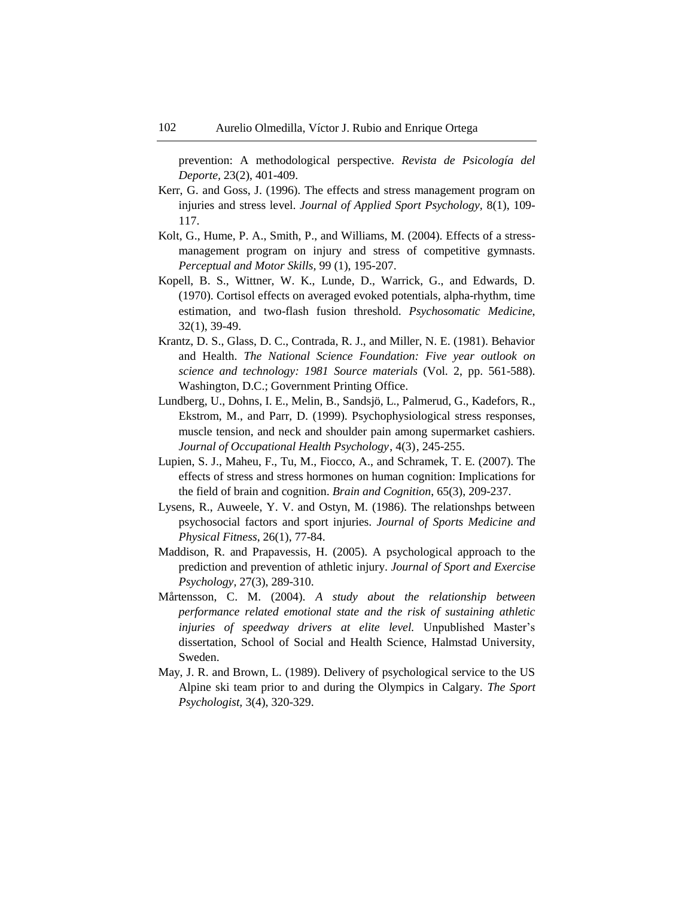prevention: A methodological perspective. *Revista de Psicología del Deporte*, 23(2), 401-409.

Kerr, G. and Goss, J. (1996). The effects and stress management program on injuries and stress level. *Journal of Applied Sport Psychology*, 8(1), 109-117.

Kolt, G., Hume, P. A., Smith, P., and Williams, M. (2004). Effects of a stress-management program on injury and stress of competitive gymnasts. *Perceptual and Motor Skills*, 99 (1), 195-207.

Kopell, B. S., Wittner, W. K., Lunde, D., Warrick, G., and Edwards, D. (1970). Cortisol effects on averaged evoked potentials, alpha-rhythm, time estimation, and two-flash fusion threshold. *Psychosomatic Medicine*, 32(1), 39-49.

Krantz, D. S., Glass, D. C., Contrada, R. J., and Miller, N. E. (1981). Behavior and Health. *The National Science Foundation: Five year outlook on science and technology: 1981 Source materials* (Vol. 2, pp. 561-588). Washington, D.C.; Government Printing Office.

Lundberg, U., Dohns, I. E., Melin, B., Sandsjö, L., Palmerud, G., Kadefors, R., Ekstrom, M., and Parr, D. (1999). Psychophysiological stress responses, muscle tension, and neck and shoulder pain among supermarket cashiers. *Journal of Occupational Health Psychology*, 4(3), 245-255.

Lupien, S. J., Maheu, F., Tu, M., Fiocco, A., and Schramek, T. E. (2007). The effects of stress and stress hormones on human cognition: Implications for the field of brain and cognition. *Brain and Cognition*, 65(3), 209-237.

Lysens, R., Auweele, Y. V. and Ostyn, M. (1986). The relationshps between psychosocial factors and sport injuries. *Journal of Sports Medicine and Physical Fitness*, 26(1), 77-84.

Maddison, R. and Prapavessis, H. (2005). A psychological approach to the prediction and prevention of athletic injury. *Journal of Sport and Exercise Psychology*, 27(3), 289-310.

Mårtensson, C. M. (2004). *A study about the relationship between performance related emotional state and the risk of sustaining athletic injuries of speedway drivers at elite level.* Unpublished Master's dissertation, School of Social and Health Science, Halmstad University, Sweden.

May, J. R. and Brown, L. (1989). Delivery of psychological service to the US Alpine ski team prior to and during the Olympics in Calgary. *The Sport Psychologist*, 3(4), 320-329.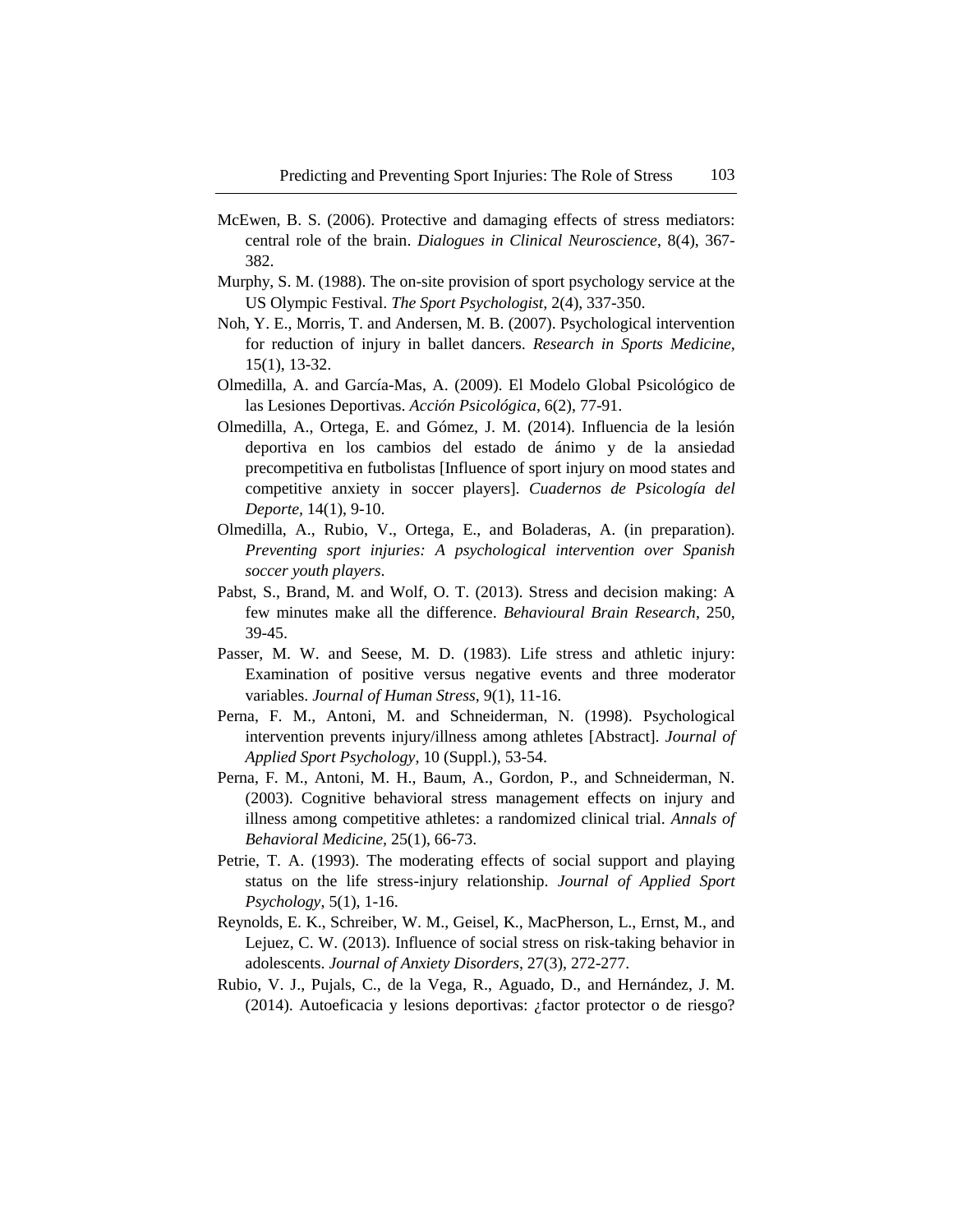McEwen, B. S. (2006). Protective and damaging effects of stress mediators: central role of the brain. *Dialogues in Clinical Neuroscience*, 8(4), 367-382.

Murphy, S. M. (1988). The on-site provision of sport psychology service at the US Olympic Festival. *The Sport Psychologist*, 2(4), 337-350.

Noh, Y. E., Morris, T. and Andersen, M. B. (2007). Psychological intervention for reduction of injury in ballet dancers. *Research in Sports Medicine,* 15(1), 13-32.

Olmedilla, A. and García-Mas, A. (2009). El Modelo Global Psicológico de las Lesiones Deportivas. *Acción Psicológica*, 6(2), 77-91.

Olmedilla, A., Ortega, E. and Gómez, J. M. (2014). Influencia de la lesión deportiva en los cambios del estado de ánimo y de la ansiedad precompetitiva en futbolistas [Influence of sport injury on mood states and competitive anxiety in soccer players]. *Cuadernos de Psicología del Deporte*, 14(1), 9-10.

Olmedilla, A., Rubio, V., Ortega, E., and Boladeras, A. (in preparation). *Preventing sport injuries: A psychological intervention over Spanish soccer youth players*.

Pabst, S., Brand, M. and Wolf, O. T. (2013). Stress and decision making: A few minutes make all the difference. *Behavioural Brain Research*, 250, 39-45.

Passer, M. W. and Seese, M. D. (1983). Life stress and athletic injury: Examination of positive versus negative events and three moderator variables. *Journal of Human Stress*, 9(1), 11-16.

Perna, F. M., Antoni, M. and Schneiderman, N. (1998). Psychological intervention prevents injury/illness among athletes [Abstract]. *Journal of Applied Sport Psychology,* 10 (Suppl.), 53-54.

Perna, F. M., Antoni, M. H., Baum, A., Gordon, P., and Schneiderman, N. (2003). Cognitive behavioral stress management effects on injury and illness among competitive athletes: a randomized clinical trial. *Annals of Behavioral Medicine,* 25(1), 66-73.

Petrie, T. A. (1993). The moderating effects of social support and playing status on the life stress-injury relationship. *Journal of Applied Sport Psychology*, 5(1), 1-16.

Reynolds, E. K., Schreiber, W. M., Geisel, K., MacPherson, L., Ernst, M., and Lejuez, C. W. (2013). Influence of social stress on risk-taking behavior in adolescents. *Journal of Anxiety Disorders*, 27(3), 272-277.

Rubio, V. J., Pujals, C., de la Vega, R., Aguado, D., and Hernández, J. M. (2014). Autoeficacia y lesions deportivas: ¿factor protector o de riesgo?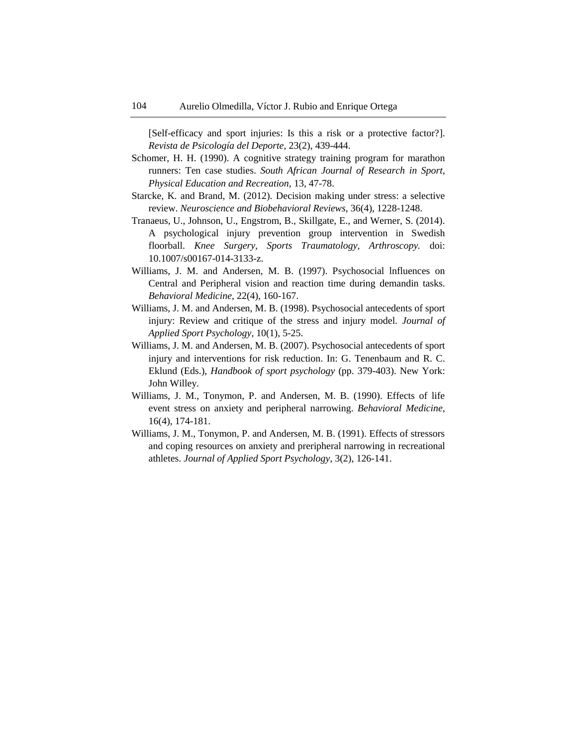[Self-efficacy and sport injuries: Is this a risk or a protective factor?]. *Revista de Psicología del Deporte*, 23(2), 439-444.

Schomer, H. H. (1990). A cognitive strategy training program for marathon runners: Ten case studies. *South African Journal of Research in Sport, Physical Education and Recreation*, 13, 47-78.

Starcke, K. and Brand, M. (2012). Decision making under stress: a selective review. *Neuroscience and Biobehavioral Reviews*, 36(4), 1228-1248.

Tranaeus, U., Johnson, U., Engstrom, B., Skillgate, E., and Werner, S. (2014). A psychological injury prevention group intervention in Swedish floorball. *Knee Surgery, Sports Traumatology, Arthroscopy.* doi: 10.1007/s00167-014-3133-z.

Williams, J. M. and Andersen, M. B. (1997). Psychosocial lnfluences on Central and Peripheral vision and reaction time during demandin tasks. *Behavioral Medicine*, 22(4), 160-167.

Williams, J. M. and Andersen, M. B. (1998). Psychosocial antecedents of sport injury: Review and critique of the stress and injury model. *Journal of Applied Sport Psychology*, 10(1), 5-25.

Williams, J. M. and Andersen, M. B. (2007). Psychosocial antecedents of sport injury and interventions for risk reduction. In: G. Tenenbaum and R. C. Eklund (Eds.), *Handbook of sport psychology* (pp. 379-403). New York: John Willey.

Williams, J. M., Tonymon, P. and Andersen, M. B. (1990). Effects of life event stress on anxiety and peripheral narrowing. *Behavioral Medicine*, 16(4), 174-181.

Williams, J. M., Tonymon, P. and Andersen, M. B. (1991). Effects of stressors and coping resources on anxiety and preripheral narrowing in recreational athletes. *Journal of Applied Sport Psychology*, 3(2), 126-141.